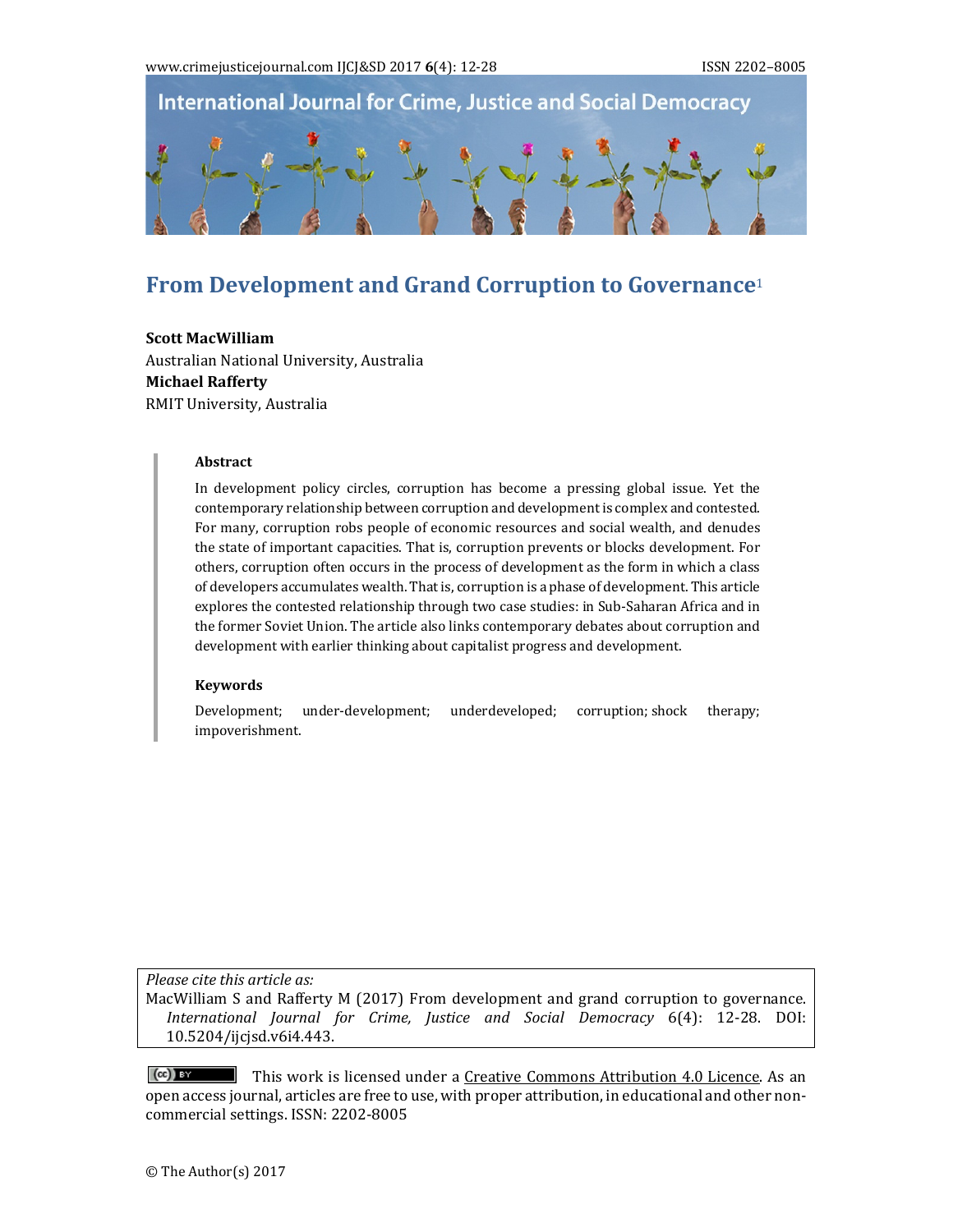# From Development and Grand Corruption to Governance[1]

**Scott MacWilliam**
Australian National University, Australia
**Michael Rafferty**
RMIT University, Australia

### Abstract

In development policy circles, corruption has become a pressing global issue. Yet the contemporary relationship between corruption and development is complex and contested. For many, corruption robs people of economic resources and social wealth, and denudes the state of important capacities. That is, corruption prevents or blocks development. For others, corruption often occurs in the process of development as the form in which a class of developers accumulates wealth. That is, corruption is a phase of development. This article explores the contested relationship through two case studies: in Sub-Saharan Africa and in the former Soviet Union. The article also links contemporary debates about corruption and development with earlier thinking about capitalist progress and development.

### Keywords

Development; under-development; underdeveloped; corruption; shock therapy; impoverishment.

*Please cite this article as:*
MacWilliam S and Rafferty M (2017) From development and grand corruption to governance. *International Journal for Crime, Justice and Social Democracy* 6(4): 12-28. DOI: 10.5204/ijcjsd.v6i4.443.

This work is licensed under a Creative Commons Attribution 4.0 Licence. As an open access journal, articles are free to use, with proper attribution, in educational and other non-commercial settings. ISSN: 2202-8005

© The Author(s) 2017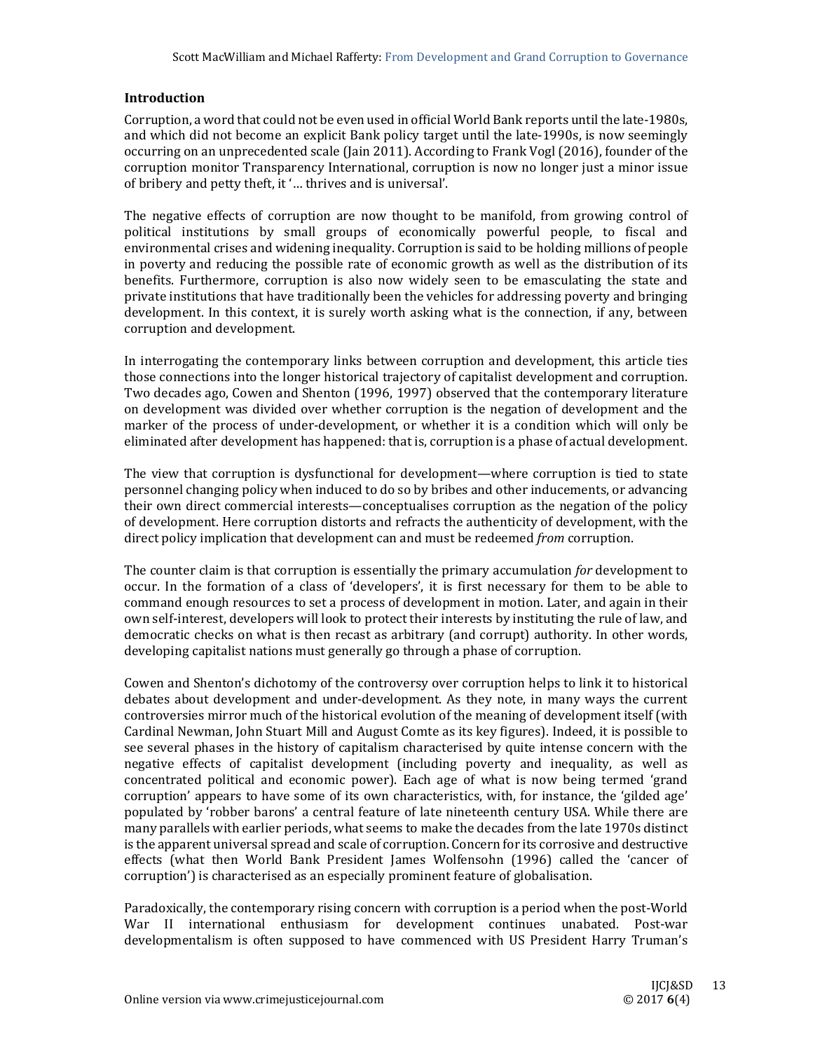## Introduction

Corruption, a word that could not be even used in official World Bank reports until the late-1980s, and which did not become an explicit Bank policy target until the late-1990s, is now seemingly occurring on an unprecedented scale (Jain 2011). According to Frank Vogl (2016), founder of the corruption monitor Transparency International, corruption is now no longer just a minor issue of bribery and petty theft, it '… thrives and is universal'.

The negative effects of corruption are now thought to be manifold, from growing control of political institutions by small groups of economically powerful people, to fiscal and environmental crises and widening inequality. Corruption is said to be holding millions of people in poverty and reducing the possible rate of economic growth as well as the distribution of its benefits. Furthermore, corruption is also now widely seen to be emasculating the state and private institutions that have traditionally been the vehicles for addressing poverty and bringing development. In this context, it is surely worth asking what is the connection, if any, between corruption and development.

In interrogating the contemporary links between corruption and development, this article ties those connections into the longer historical trajectory of capitalist development and corruption. Two decades ago, Cowen and Shenton (1996, 1997) observed that the contemporary literature on development was divided over whether corruption is the negation of development and the marker of the process of under-development, or whether it is a condition which will only be eliminated after development has happened: that is, corruption is a phase of actual development.

The view that corruption is dysfunctional for development—where corruption is tied to state personnel changing policy when induced to do so by bribes and other inducements, or advancing their own direct commercial interests—conceptualises corruption as the negation of the policy of development. Here corruption distorts and refracts the authenticity of development, with the direct policy implication that development can and must be redeemed *from* corruption.

The counter claim is that corruption is essentially the primary accumulation *for* development to occur. In the formation of a class of 'developers', it is first necessary for them to be able to command enough resources to set a process of development in motion. Later, and again in their own self-interest, developers will look to protect their interests by instituting the rule of law, and democratic checks on what is then recast as arbitrary (and corrupt) authority. In other words, developing capitalist nations must generally go through a phase of corruption.

Cowen and Shenton's dichotomy of the controversy over corruption helps to link it to historical debates about development and under-development. As they note, in many ways the current controversies mirror much of the historical evolution of the meaning of development itself (with Cardinal Newman, John Stuart Mill and August Comte as its key figures). Indeed, it is possible to see several phases in the history of capitalism characterised by quite intense concern with the negative effects of capitalist development (including poverty and inequality, as well as concentrated political and economic power). Each age of what is now being termed 'grand corruption' appears to have some of its own characteristics, with, for instance, the 'gilded age' populated by 'robber barons' a central feature of late nineteenth century USA. While there are many parallels with earlier periods, what seems to make the decades from the late 1970s distinct is the apparent universal spread and scale of corruption. Concern for its corrosive and destructive effects (what then World Bank President James Wolfensohn (1996) called the 'cancer of corruption') is characterised as an especially prominent feature of globalisation.

Paradoxically, the contemporary rising concern with corruption is a period when the post-World War II international enthusiasm for development continues unabated. Post-war developmentalism is often supposed to have commenced with US President Harry Truman's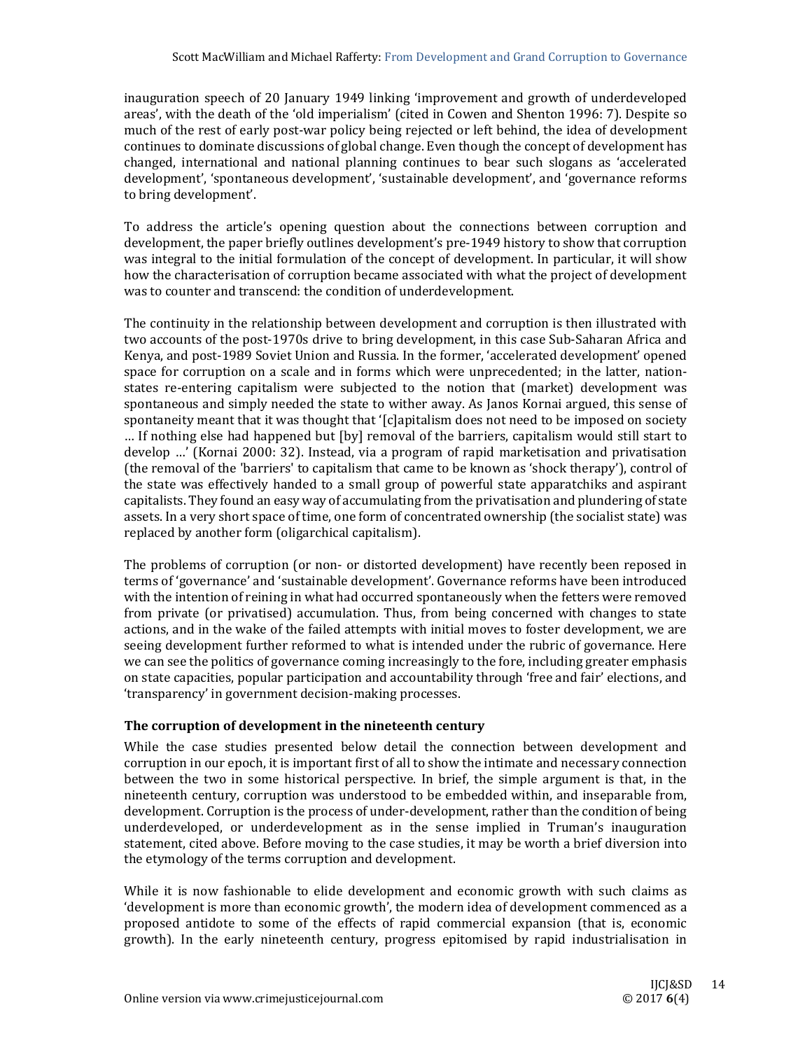inauguration speech of 20 January 1949 linking 'improvement and growth of underdeveloped areas', with the death of the 'old imperialism' (cited in Cowen and Shenton 1996: 7). Despite so much of the rest of early post-war policy being rejected or left behind, the idea of development continues to dominate discussions of global change. Even though the concept of development has changed, international and national planning continues to bear such slogans as 'accelerated development', 'spontaneous development', 'sustainable development', and 'governance reforms to bring development'.

To address the article's opening question about the connections between corruption and development, the paper briefly outlines development's pre-1949 history to show that corruption was integral to the initial formulation of the concept of development. In particular, it will show how the characterisation of corruption became associated with what the project of development was to counter and transcend: the condition of underdevelopment.

The continuity in the relationship between development and corruption is then illustrated with two accounts of the post-1970s drive to bring development, in this case Sub-Saharan Africa and Kenya, and post-1989 Soviet Union and Russia. In the former, 'accelerated development' opened space for corruption on a scale and in forms which were unprecedented; in the latter, nation-states re-entering capitalism were subjected to the notion that (market) development was spontaneous and simply needed the state to wither away. As Janos Kornai argued, this sense of spontaneity meant that it was thought that '[c]apitalism does not need to be imposed on society … If nothing else had happened but [by] removal of the barriers, capitalism would still start to develop …' (Kornai 2000: 32). Instead, via a program of rapid marketisation and privatisation (the removal of the 'barriers' to capitalism that came to be known as 'shock therapy'), control of the state was effectively handed to a small group of powerful state apparatchiks and aspirant capitalists. They found an easy way of accumulating from the privatisation and plundering of state assets. In a very short space of time, one form of concentrated ownership (the socialist state) was replaced by another form (oligarchical capitalism).

The problems of corruption (or non- or distorted development) have recently been reposed in terms of 'governance' and 'sustainable development'. Governance reforms have been introduced with the intention of reining in what had occurred spontaneously when the fetters were removed from private (or privatised) accumulation. Thus, from being concerned with changes to state actions, and in the wake of the failed attempts with initial moves to foster development, we are seeing development further reformed to what is intended under the rubric of governance. Here we can see the politics of governance coming increasingly to the fore, including greater emphasis on state capacities, popular participation and accountability through 'free and fair' elections, and 'transparency' in government decision-making processes.

### The corruption of development in the nineteenth century

While the case studies presented below detail the connection between development and corruption in our epoch, it is important first of all to show the intimate and necessary connection between the two in some historical perspective. In brief, the simple argument is that, in the nineteenth century, corruption was understood to be embedded within, and inseparable from, development. Corruption is the process of under-development, rather than the condition of being underdeveloped, or underdevelopment as in the sense implied in Truman's inauguration statement, cited above. Before moving to the case studies, it may be worth a brief diversion into the etymology of the terms corruption and development.

While it is now fashionable to elide development and economic growth with such claims as 'development is more than economic growth', the modern idea of development commenced as a proposed antidote to some of the effects of rapid commercial expansion (that is, economic growth). In the early nineteenth century, progress epitomised by rapid industrialisation in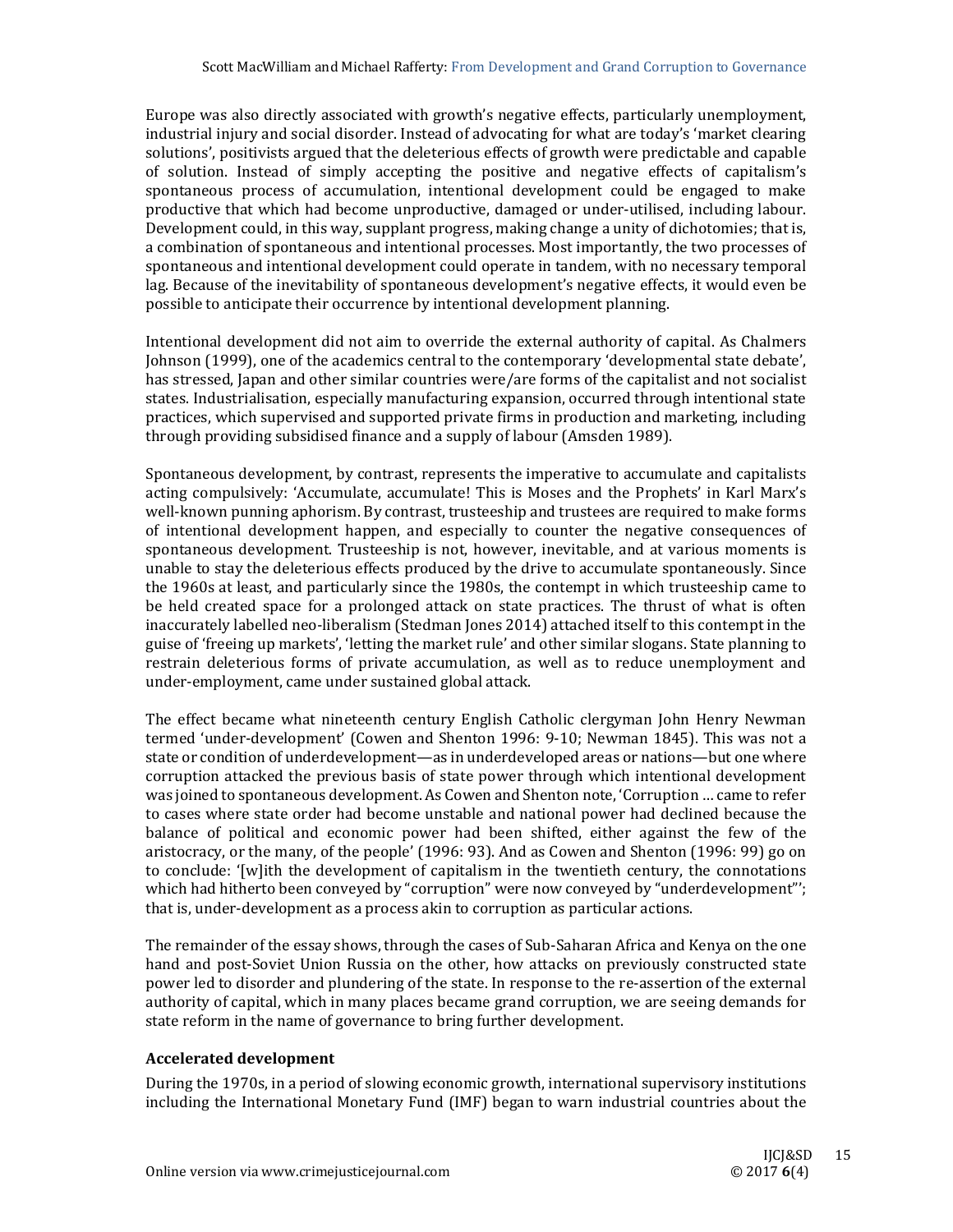Europe was also directly associated with growth's negative effects, particularly unemployment, industrial injury and social disorder. Instead of advocating for what are today's 'market clearing solutions', positivists argued that the deleterious effects of growth were predictable and capable of solution. Instead of simply accepting the positive and negative effects of capitalism's spontaneous process of accumulation, intentional development could be engaged to make productive that which had become unproductive, damaged or under-utilised, including labour. Development could, in this way, supplant progress, making change a unity of dichotomies; that is, a combination of spontaneous and intentional processes. Most importantly, the two processes of spontaneous and intentional development could operate in tandem, with no necessary temporal lag. Because of the inevitability of spontaneous development's negative effects, it would even be possible to anticipate their occurrence by intentional development planning.

Intentional development did not aim to override the external authority of capital. As Chalmers Johnson (1999), one of the academics central to the contemporary 'developmental state debate', has stressed, Japan and other similar countries were/are forms of the capitalist and not socialist states. Industrialisation, especially manufacturing expansion, occurred through intentional state practices, which supervised and supported private firms in production and marketing, including through providing subsidised finance and a supply of labour (Amsden 1989).

Spontaneous development, by contrast, represents the imperative to accumulate and capitalists acting compulsively: 'Accumulate, accumulate! This is Moses and the Prophets' in Karl Marx's well-known punning aphorism. By contrast, trusteeship and trustees are required to make forms of intentional development happen, and especially to counter the negative consequences of spontaneous development. Trusteeship is not, however, inevitable, and at various moments is unable to stay the deleterious effects produced by the drive to accumulate spontaneously. Since the 1960s at least, and particularly since the 1980s, the contempt in which trusteeship came to be held created space for a prolonged attack on state practices. The thrust of what is often inaccurately labelled neo-liberalism (Stedman Jones 2014) attached itself to this contempt in the guise of 'freeing up markets', 'letting the market rule' and other similar slogans. State planning to restrain deleterious forms of private accumulation, as well as to reduce unemployment and under-employment, came under sustained global attack.

The effect became what nineteenth century English Catholic clergyman John Henry Newman termed 'under-development' (Cowen and Shenton 1996: 9-10; Newman 1845). This was not a state or condition of underdevelopment—as in underdeveloped areas or nations—but one where corruption attacked the previous basis of state power through which intentional development was joined to spontaneous development. As Cowen and Shenton note, 'Corruption … came to refer to cases where state order had become unstable and national power had declined because the balance of political and economic power had been shifted, either against the few of the aristocracy, or the many, of the people' (1996: 93). And as Cowen and Shenton (1996: 99) go on to conclude: '[w]ith the development of capitalism in the twentieth century, the connotations which had hitherto been conveyed by "corruption" were now conveyed by "underdevelopment"'; that is, under-development as a process akin to corruption as particular actions.

The remainder of the essay shows, through the cases of Sub-Saharan Africa and Kenya on the one hand and post-Soviet Union Russia on the other, how attacks on previously constructed state power led to disorder and plundering of the state. In response to the re-assertion of the external authority of capital, which in many places became grand corruption, we are seeing demands for state reform in the name of governance to bring further development.

## Accelerated development

During the 1970s, in a period of slowing economic growth, international supervisory institutions including the International Monetary Fund (IMF) began to warn industrial countries about the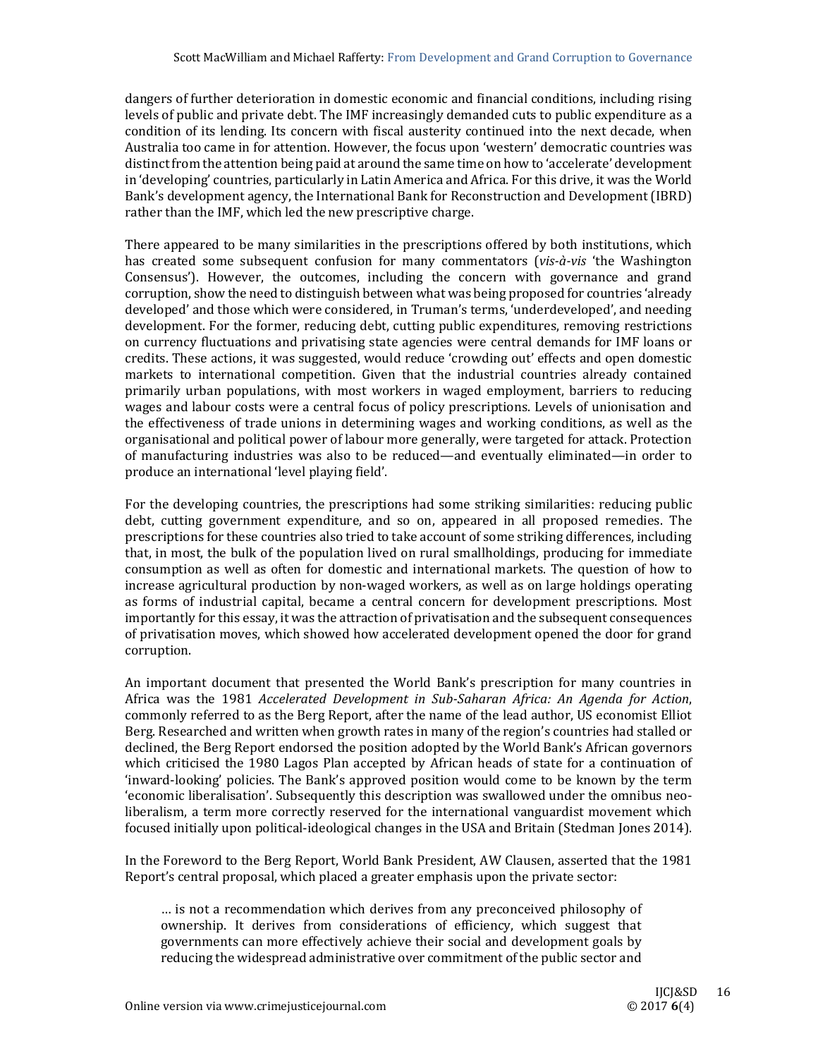dangers of further deterioration in domestic economic and financial conditions, including rising levels of public and private debt. The IMF increasingly demanded cuts to public expenditure as a condition of its lending. Its concern with fiscal austerity continued into the next decade, when Australia too came in for attention. However, the focus upon 'western' democratic countries was distinct from the attention being paid at around the same time on how to 'accelerate' development in 'developing' countries, particularly in Latin America and Africa. For this drive, it was the World Bank's development agency, the International Bank for Reconstruction and Development (IBRD) rather than the IMF, which led the new prescriptive charge.

There appeared to be many similarities in the prescriptions offered by both institutions, which has created some subsequent confusion for many commentators (*vis-à-vis* 'the Washington Consensus'). However, the outcomes, including the concern with governance and grand corruption, show the need to distinguish between what was being proposed for countries 'already developed' and those which were considered, in Truman's terms, 'underdeveloped', and needing development. For the former, reducing debt, cutting public expenditures, removing restrictions on currency fluctuations and privatising state agencies were central demands for IMF loans or credits. These actions, it was suggested, would reduce 'crowding out' effects and open domestic markets to international competition. Given that the industrial countries already contained primarily urban populations, with most workers in waged employment, barriers to reducing wages and labour costs were a central focus of policy prescriptions. Levels of unionisation and the effectiveness of trade unions in determining wages and working conditions, as well as the organisational and political power of labour more generally, were targeted for attack. Protection of manufacturing industries was also to be reduced—and eventually eliminated—in order to produce an international 'level playing field'.

For the developing countries, the prescriptions had some striking similarities: reducing public debt, cutting government expenditure, and so on, appeared in all proposed remedies. The prescriptions for these countries also tried to take account of some striking differences, including that, in most, the bulk of the population lived on rural smallholdings, producing for immediate consumption as well as often for domestic and international markets. The question of how to increase agricultural production by non-waged workers, as well as on large holdings operating as forms of industrial capital, became a central concern for development prescriptions. Most importantly for this essay, it was the attraction of privatisation and the subsequent consequences of privatisation moves, which showed how accelerated development opened the door for grand corruption.

An important document that presented the World Bank's prescription for many countries in Africa was the 1981 *Accelerated Development in Sub-Saharan Africa: An Agenda for Action*, commonly referred to as the Berg Report, after the name of the lead author, US economist Elliot Berg. Researched and written when growth rates in many of the region's countries had stalled or declined, the Berg Report endorsed the position adopted by the World Bank's African governors which criticised the 1980 Lagos Plan accepted by African heads of state for a continuation of 'inward-looking' policies. The Bank's approved position would come to be known by the term 'economic liberalisation'. Subsequently this description was swallowed under the omnibus neo-liberalism, a term more correctly reserved for the international vanguardist movement which focused initially upon political-ideological changes in the USA and Britain (Stedman Jones 2014).

In the Foreword to the Berg Report, World Bank President, AW Clausen, asserted that the 1981 Report's central proposal, which placed a greater emphasis upon the private sector:

> … is not a recommendation which derives from any preconceived philosophy of ownership. It derives from considerations of efficiency, which suggest that governments can more effectively achieve their social and development goals by reducing the widespread administrative over commitment of the public sector and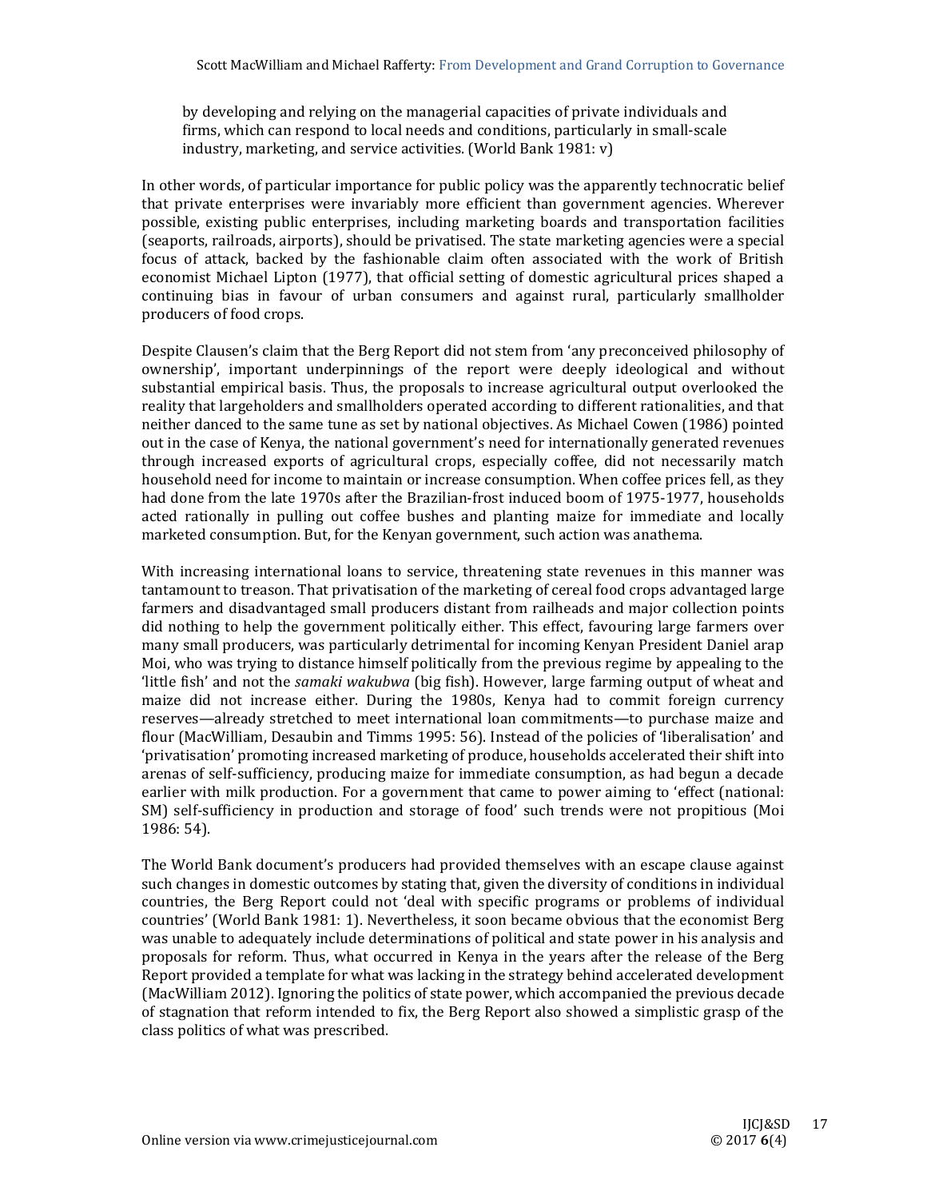> by developing and relying on the managerial capacities of private individuals and firms, which can respond to local needs and conditions, particularly in small-scale industry, marketing, and service activities. (World Bank 1981: v)

In other words, of particular importance for public policy was the apparently technocratic belief that private enterprises were invariably more efficient than government agencies. Wherever possible, existing public enterprises, including marketing boards and transportation facilities (seaports, railroads, airports), should be privatised. The state marketing agencies were a special focus of attack, backed by the fashionable claim often associated with the work of British economist Michael Lipton (1977), that official setting of domestic agricultural prices shaped a continuing bias in favour of urban consumers and against rural, particularly smallholder producers of food crops.

Despite Clausen's claim that the Berg Report did not stem from 'any preconceived philosophy of ownership', important underpinnings of the report were deeply ideological and without substantial empirical basis. Thus, the proposals to increase agricultural output overlooked the reality that largeholders and smallholders operated according to different rationalities, and that neither danced to the same tune as set by national objectives. As Michael Cowen (1986) pointed out in the case of Kenya, the national government's need for internationally generated revenues through increased exports of agricultural crops, especially coffee, did not necessarily match household need for income to maintain or increase consumption. When coffee prices fell, as they had done from the late 1970s after the Brazilian-frost induced boom of 1975-1977, households acted rationally in pulling out coffee bushes and planting maize for immediate and locally marketed consumption. But, for the Kenyan government, such action was anathema.

With increasing international loans to service, threatening state revenues in this manner was tantamount to treason. That privatisation of the marketing of cereal food crops advantaged large farmers and disadvantaged small producers distant from railheads and major collection points did nothing to help the government politically either. This effect, favouring large farmers over many small producers, was particularly detrimental for incoming Kenyan President Daniel arap Moi, who was trying to distance himself politically from the previous regime by appealing to the 'little fish' and not the *samaki wakubwa* (big fish). However, large farming output of wheat and maize did not increase either. During the 1980s, Kenya had to commit foreign currency reserves—already stretched to meet international loan commitments—to purchase maize and flour (MacWilliam, Desaubin and Timms 1995: 56). Instead of the policies of 'liberalisation' and 'privatisation' promoting increased marketing of produce, households accelerated their shift into arenas of self-sufficiency, producing maize for immediate consumption, as had begun a decade earlier with milk production. For a government that came to power aiming to 'effect (national: SM) self-sufficiency in production and storage of food' such trends were not propitious (Moi 1986: 54).

The World Bank document's producers had provided themselves with an escape clause against such changes in domestic outcomes by stating that, given the diversity of conditions in individual countries, the Berg Report could not 'deal with specific programs or problems of individual countries' (World Bank 1981: 1). Nevertheless, it soon became obvious that the economist Berg was unable to adequately include determinations of political and state power in his analysis and proposals for reform. Thus, what occurred in Kenya in the years after the release of the Berg Report provided a template for what was lacking in the strategy behind accelerated development (MacWilliam 2012). Ignoring the politics of state power, which accompanied the previous decade of stagnation that reform intended to fix, the Berg Report also showed a simplistic grasp of the class politics of what was prescribed.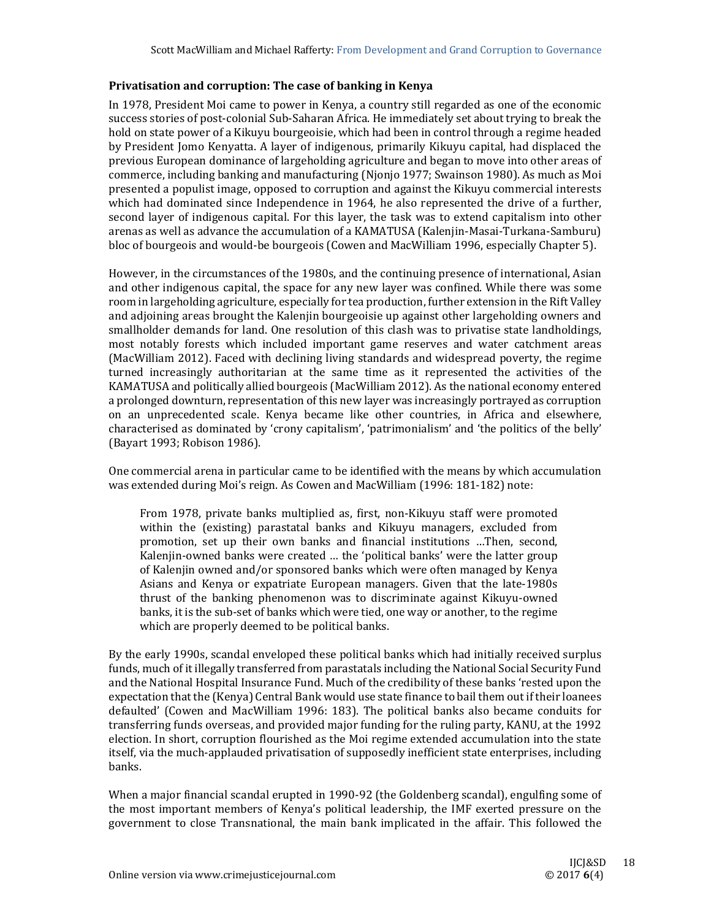## Privatisation and corruption: The case of banking in Kenya

In 1978, President Moi came to power in Kenya, a country still regarded as one of the economic success stories of post-colonial Sub-Saharan Africa. He immediately set about trying to break the hold on state power of a Kikuyu bourgeoisie, which had been in control through a regime headed by President Jomo Kenyatta. A layer of indigenous, primarily Kikuyu capital, had displaced the previous European dominance of largeholding agriculture and began to move into other areas of commerce, including banking and manufacturing (Njonjo 1977; Swainson 1980). As much as Moi presented a populist image, opposed to corruption and against the Kikuyu commercial interests which had dominated since Independence in 1964, he also represented the drive of a further, second layer of indigenous capital. For this layer, the task was to extend capitalism into other arenas as well as advance the accumulation of a KAMATUSA (Kalenjin-Masai-Turkana-Samburu) bloc of bourgeois and would-be bourgeois (Cowen and MacWilliam 1996, especially Chapter 5).

However, in the circumstances of the 1980s, and the continuing presence of international, Asian and other indigenous capital, the space for any new layer was confined. While there was some room in largeholding agriculture, especially for tea production, further extension in the Rift Valley and adjoining areas brought the Kalenjin bourgeoisie up against other largeholding owners and smallholder demands for land. One resolution of this clash was to privatise state landholdings, most notably forests which included important game reserves and water catchment areas (MacWilliam 2012). Faced with declining living standards and widespread poverty, the regime turned increasingly authoritarian at the same time as it represented the activities of the KAMATUSA and politically allied bourgeois (MacWilliam 2012). As the national economy entered a prolonged downturn, representation of this new layer was increasingly portrayed as corruption on an unprecedented scale. Kenya became like other countries, in Africa and elsewhere, characterised as dominated by 'crony capitalism', 'patrimonialism' and 'the politics of the belly' (Bayart 1993; Robison 1986).

One commercial arena in particular came to be identified with the means by which accumulation was extended during Moi's reign. As Cowen and MacWilliam (1996: 181-182) note:

> From 1978, private banks multiplied as, first, non-Kikuyu staff were promoted within the (existing) parastatal banks and Kikuyu managers, excluded from promotion, set up their own banks and financial institutions …Then, second, Kalenjin-owned banks were created … the 'political banks' were the latter group of Kalenjin owned and/or sponsored banks which were often managed by Kenya Asians and Kenya or expatriate European managers. Given that the late-1980s thrust of the banking phenomenon was to discriminate against Kikuyu-owned banks, it is the sub-set of banks which were tied, one way or another, to the regime which are properly deemed to be political banks.

By the early 1990s, scandal enveloped these political banks which had initially received surplus funds, much of it illegally transferred from parastatals including the National Social Security Fund and the National Hospital Insurance Fund. Much of the credibility of these banks 'rested upon the expectation that the (Kenya) Central Bank would use state finance to bail them out if their loanees defaulted' (Cowen and MacWilliam 1996: 183). The political banks also became conduits for transferring funds overseas, and provided major funding for the ruling party, KANU, at the 1992 election. In short, corruption flourished as the Moi regime extended accumulation into the state itself, via the much-applauded privatisation of supposedly inefficient state enterprises, including banks.

When a major financial scandal erupted in 1990-92 (the Goldenberg scandal), engulfing some of the most important members of Kenya's political leadership, the IMF exerted pressure on the government to close Transnational, the main bank implicated in the affair. This followed the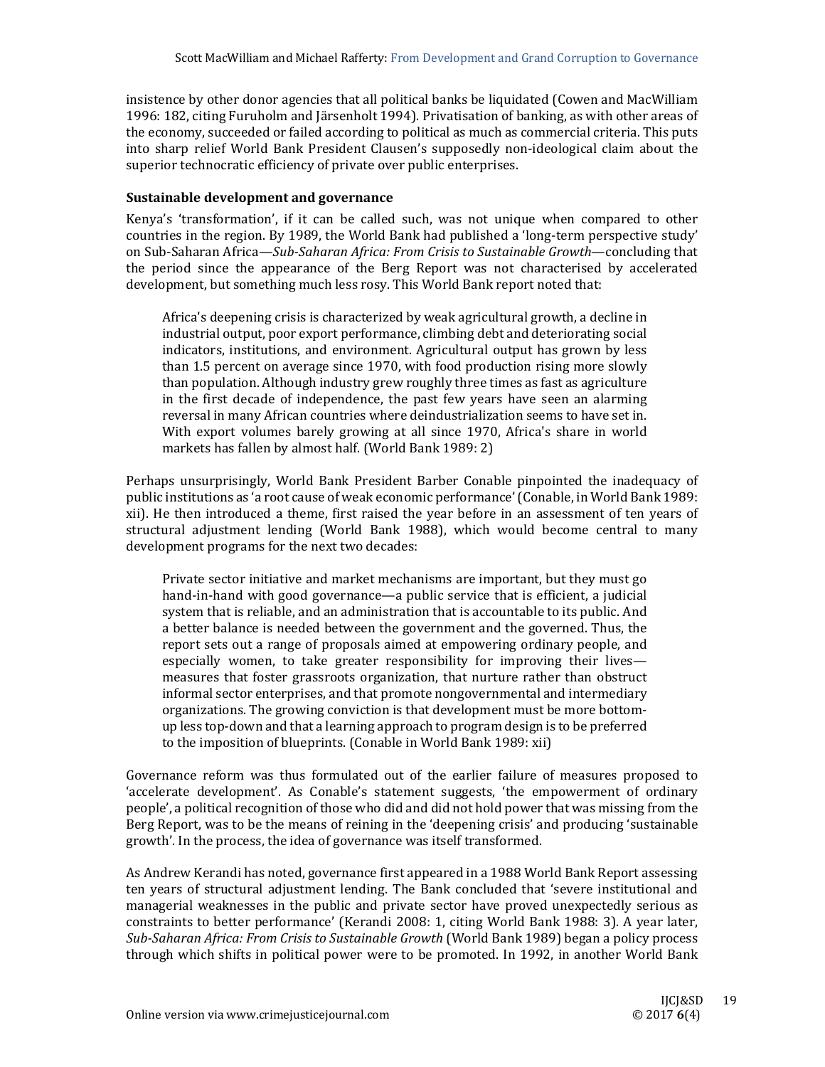insistence by other donor agencies that all political banks be liquidated (Cowen and MacWilliam 1996: 182, citing Furuholm and Järsenholt 1994). Privatisation of banking, as with other areas of the economy, succeeded or failed according to political as much as commercial criteria. This puts into sharp relief World Bank President Clausen's supposedly non-ideological claim about the superior technocratic efficiency of private over public enterprises.

### Sustainable development and governance

Kenya's 'transformation', if it can be called such, was not unique when compared to other countries in the region. By 1989, the World Bank had published a 'long-term perspective study' on Sub-Saharan Africa—*Sub-Saharan Africa: From Crisis to Sustainable Growth*—concluding that the period since the appearance of the Berg Report was not characterised by accelerated development, but something much less rosy. This World Bank report noted that:

> Africa's deepening crisis is characterized by weak agricultural growth, a decline in industrial output, poor export performance, climbing debt and deteriorating social indicators, institutions, and environment. Agricultural output has grown by less than 1.5 percent on average since 1970, with food production rising more slowly than population. Although industry grew roughly three times as fast as agriculture in the first decade of independence, the past few years have seen an alarming reversal in many African countries where deindustrialization seems to have set in. With export volumes barely growing at all since 1970, Africa's share in world markets has fallen by almost half. (World Bank 1989: 2)

Perhaps unsurprisingly, World Bank President Barber Conable pinpointed the inadequacy of public institutions as 'a root cause of weak economic performance' (Conable, in World Bank 1989: xii). He then introduced a theme, first raised the year before in an assessment of ten years of structural adjustment lending (World Bank 1988), which would become central to many development programs for the next two decades:

> Private sector initiative and market mechanisms are important, but they must go hand-in-hand with good governance—a public service that is efficient, a judicial system that is reliable, and an administration that is accountable to its public. And a better balance is needed between the government and the governed. Thus, the report sets out a range of proposals aimed at empowering ordinary people, and especially women, to take greater responsibility for improving their lives—measures that foster grassroots organization, that nurture rather than obstruct informal sector enterprises, and that promote nongovernmental and intermediary organizations. The growing conviction is that development must be more bottom-up less top-down and that a learning approach to program design is to be preferred to the imposition of blueprints. (Conable in World Bank 1989: xii)

Governance reform was thus formulated out of the earlier failure of measures proposed to 'accelerate development'. As Conable's statement suggests, 'the empowerment of ordinary people', a political recognition of those who did and did not hold power that was missing from the Berg Report, was to be the means of reining in the 'deepening crisis' and producing 'sustainable growth'. In the process, the idea of governance was itself transformed.

As Andrew Kerandi has noted, governance first appeared in a 1988 World Bank Report assessing ten years of structural adjustment lending. The Bank concluded that 'severe institutional and managerial weaknesses in the public and private sector have proved unexpectedly serious as constraints to better performance' (Kerandi 2008: 1, citing World Bank 1988: 3). A year later, *Sub-Saharan Africa: From Crisis to Sustainable Growth* (World Bank 1989) began a policy process through which shifts in political power were to be promoted. In 1992, in another World Bank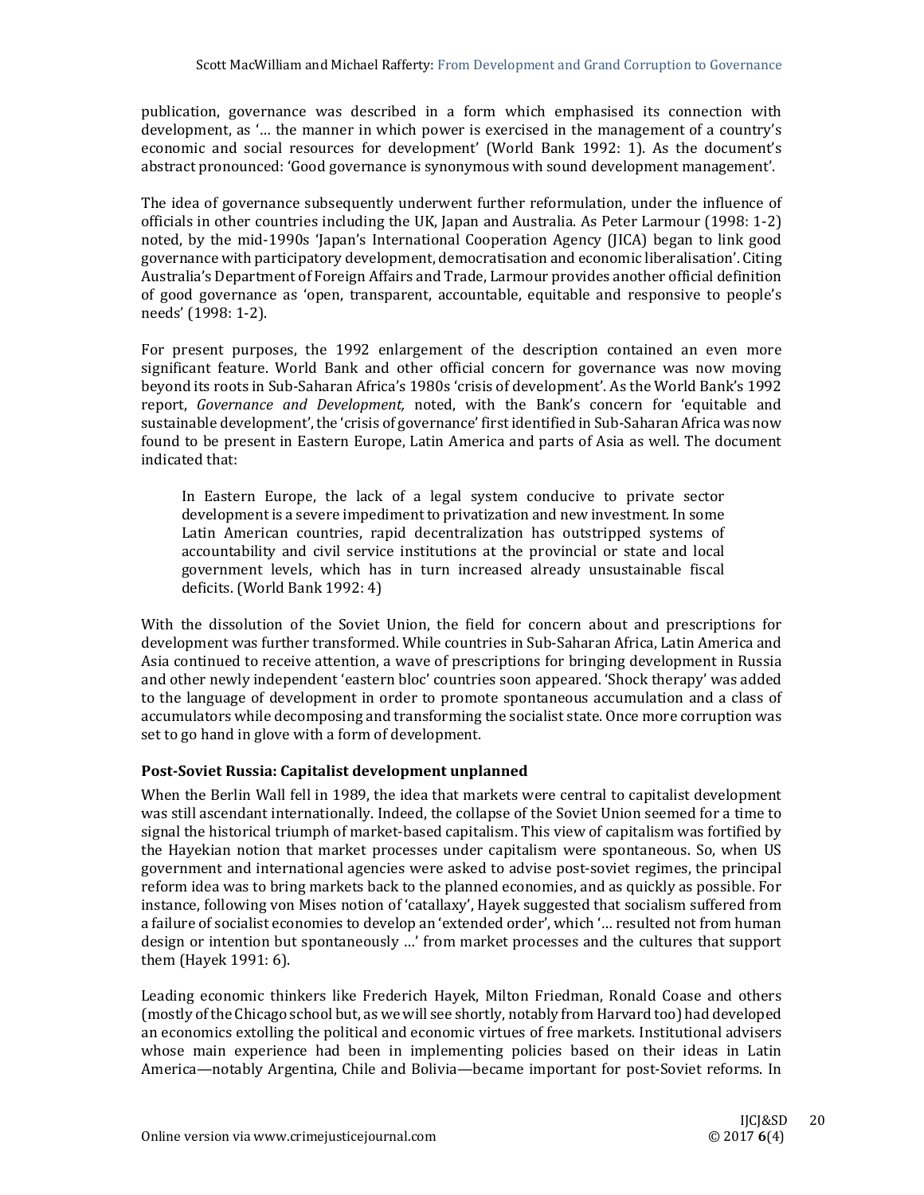publication, governance was described in a form which emphasised its connection with development, as '… the manner in which power is exercised in the management of a country's economic and social resources for development' (World Bank 1992: 1). As the document's abstract pronounced: 'Good governance is synonymous with sound development management'.

The idea of governance subsequently underwent further reformulation, under the influence of officials in other countries including the UK, Japan and Australia. As Peter Larmour (1998: 1-2) noted, by the mid-1990s 'Japan's International Cooperation Agency (JICA) began to link good governance with participatory development, democratisation and economic liberalisation'. Citing Australia's Department of Foreign Affairs and Trade, Larmour provides another official definition of good governance as 'open, transparent, accountable, equitable and responsive to people's needs' (1998: 1-2).

For present purposes, the 1992 enlargement of the description contained an even more significant feature. World Bank and other official concern for governance was now moving beyond its roots in Sub-Saharan Africa's 1980s 'crisis of development'. As the World Bank's 1992 report, *Governance and Development,* noted, with the Bank's concern for 'equitable and sustainable development', the 'crisis of governance' first identified in Sub-Saharan Africa was now found to be present in Eastern Europe, Latin America and parts of Asia as well. The document indicated that:

> In Eastern Europe, the lack of a legal system conducive to private sector development is a severe impediment to privatization and new investment. In some Latin American countries, rapid decentralization has outstripped systems of accountability and civil service institutions at the provincial or state and local government levels, which has in turn increased already unsustainable fiscal deficits. (World Bank 1992: 4)

With the dissolution of the Soviet Union, the field for concern about and prescriptions for development was further transformed. While countries in Sub-Saharan Africa, Latin America and Asia continued to receive attention, a wave of prescriptions for bringing development in Russia and other newly independent 'eastern bloc' countries soon appeared. 'Shock therapy' was added to the language of development in order to promote spontaneous accumulation and a class of accumulators while decomposing and transforming the socialist state. Once more corruption was set to go hand in glove with a form of development.

### Post-Soviet Russia: Capitalist development unplanned

When the Berlin Wall fell in 1989, the idea that markets were central to capitalist development was still ascendant internationally. Indeed, the collapse of the Soviet Union seemed for a time to signal the historical triumph of market-based capitalism. This view of capitalism was fortified by the Hayekian notion that market processes under capitalism were spontaneous. So, when US government and international agencies were asked to advise post-soviet regimes, the principal reform idea was to bring markets back to the planned economies, and as quickly as possible. For instance, following von Mises notion of 'catallaxy', Hayek suggested that socialism suffered from a failure of socialist economies to develop an 'extended order', which '… resulted not from human design or intention but spontaneously …' from market processes and the cultures that support them (Hayek 1991: 6).

Leading economic thinkers like Frederich Hayek, Milton Friedman, Ronald Coase and others (mostly of the Chicago school but, as we will see shortly, notably from Harvard too) had developed an economics extolling the political and economic virtues of free markets. Institutional advisers whose main experience had been in implementing policies based on their ideas in Latin America—notably Argentina, Chile and Bolivia—became important for post-Soviet reforms. In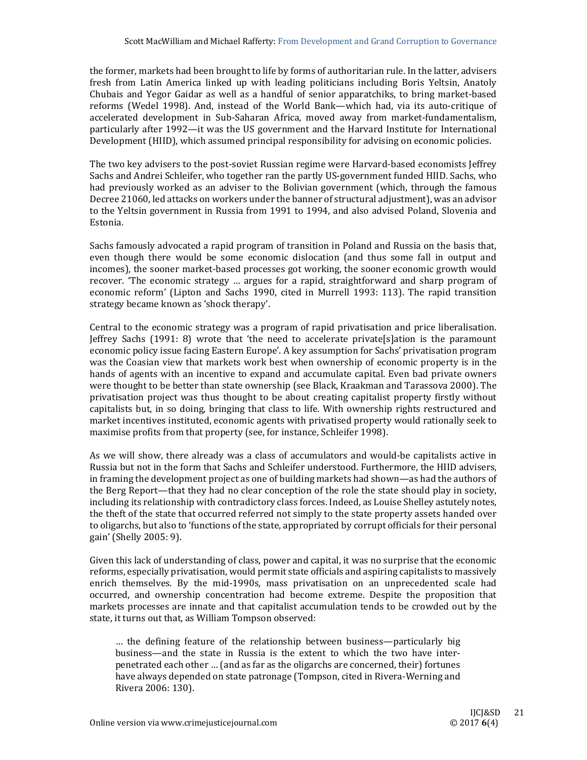the former, markets had been brought to life by forms of authoritarian rule. In the latter, advisers fresh from Latin America linked up with leading politicians including Boris Yeltsin, Anatoly Chubais and Yegor Gaidar as well as a handful of senior apparatchiks, to bring market-based reforms (Wedel 1998). And, instead of the World Bank—which had, via its auto-critique of accelerated development in Sub-Saharan Africa, moved away from market-fundamentalism, particularly after 1992—it was the US government and the Harvard Institute for International Development (HIID), which assumed principal responsibility for advising on economic policies.

The two key advisers to the post-soviet Russian regime were Harvard-based economists Jeffrey Sachs and Andrei Schleifer, who together ran the partly US-government funded HIID. Sachs, who had previously worked as an adviser to the Bolivian government (which, through the famous Decree 21060, led attacks on workers under the banner of structural adjustment), was an advisor to the Yeltsin government in Russia from 1991 to 1994, and also advised Poland, Slovenia and Estonia.

Sachs famously advocated a rapid program of transition in Poland and Russia on the basis that, even though there would be some economic dislocation (and thus some fall in output and incomes), the sooner market-based processes got working, the sooner economic growth would recover. 'The economic strategy … argues for a rapid, straightforward and sharp program of economic reform' (Lipton and Sachs 1990, cited in Murrell 1993: 113). The rapid transition strategy became known as 'shock therapy'.

Central to the economic strategy was a program of rapid privatisation and price liberalisation. Jeffrey Sachs (1991: 8) wrote that 'the need to accelerate private[s]ation is the paramount economic policy issue facing Eastern Europe'. A key assumption for Sachs' privatisation program was the Coasian view that markets work best when ownership of economic property is in the hands of agents with an incentive to expand and accumulate capital. Even bad private owners were thought to be better than state ownership (see Black, Kraakman and Tarassova 2000). The privatisation project was thus thought to be about creating capitalist property firstly without capitalists but, in so doing, bringing that class to life. With ownership rights restructured and market incentives instituted, economic agents with privatised property would rationally seek to maximise profits from that property (see, for instance, Schleifer 1998).

As we will show, there already was a class of accumulators and would-be capitalists active in Russia but not in the form that Sachs and Schleifer understood. Furthermore, the HIID advisers, in framing the development project as one of building markets had shown—as had the authors of the Berg Report—that they had no clear conception of the role the state should play in society, including its relationship with contradictory class forces. Indeed, as Louise Shelley astutely notes, the theft of the state that occurred referred not simply to the state property assets handed over to oligarchs, but also to 'functions of the state, appropriated by corrupt officials for their personal gain' (Shelly 2005: 9).

Given this lack of understanding of class, power and capital, it was no surprise that the economic reforms, especially privatisation, would permit state officials and aspiring capitalists to massively enrich themselves. By the mid-1990s, mass privatisation on an unprecedented scale had occurred, and ownership concentration had become extreme. Despite the proposition that markets processes are innate and that capitalist accumulation tends to be crowded out by the state, it turns out that, as William Tompson observed:

> … the defining feature of the relationship between business—particularly big business—and the state in Russia is the extent to which the two have interpenetrated each other … (and as far as the oligarchs are concerned, their) fortunes have always depended on state patronage (Tompson, cited in Rivera-Werning and Rivera 2006: 130).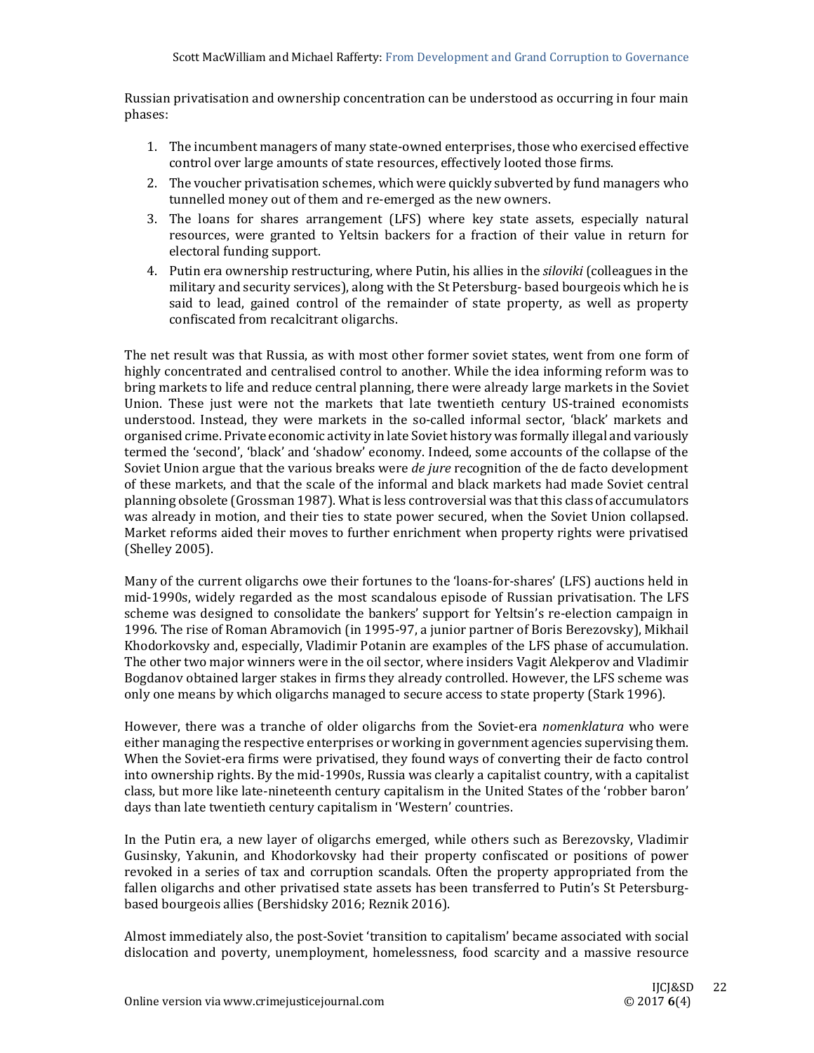Russian privatisation and ownership concentration can be understood as occurring in four main phases:

1. The incumbent managers of many state-owned enterprises, those who exercised effective control over large amounts of state resources, effectively looted those firms.
2. The voucher privatisation schemes, which were quickly subverted by fund managers who tunnelled money out of them and re-emerged as the new owners.
3. The loans for shares arrangement (LFS) where key state assets, especially natural resources, were granted to Yeltsin backers for a fraction of their value in return for electoral funding support.
4. Putin era ownership restructuring, where Putin, his allies in the *siloviki* (colleagues in the military and security services), along with the St Petersburg- based bourgeois which he is said to lead, gained control of the remainder of state property, as well as property confiscated from recalcitrant oligarchs.

The net result was that Russia, as with most other former soviet states, went from one form of highly concentrated and centralised control to another. While the idea informing reform was to bring markets to life and reduce central planning, there were already large markets in the Soviet Union. These just were not the markets that late twentieth century US-trained economists understood. Instead, they were markets in the so-called informal sector, 'black' markets and organised crime. Private economic activity in late Soviet history was formally illegal and variously termed the 'second', 'black' and 'shadow' economy. Indeed, some accounts of the collapse of the Soviet Union argue that the various breaks were *de jure* recognition of the de facto development of these markets, and that the scale of the informal and black markets had made Soviet central planning obsolete (Grossman 1987). What is less controversial was that this class of accumulators was already in motion, and their ties to state power secured, when the Soviet Union collapsed. Market reforms aided their moves to further enrichment when property rights were privatised (Shelley 2005).

Many of the current oligarchs owe their fortunes to the 'loans-for-shares' (LFS) auctions held in mid-1990s, widely regarded as the most scandalous episode of Russian privatisation. The LFS scheme was designed to consolidate the bankers' support for Yeltsin's re-election campaign in 1996. The rise of Roman Abramovich (in 1995-97, a junior partner of Boris Berezovsky), Mikhail Khodorkovsky and, especially, Vladimir Potanin are examples of the LFS phase of accumulation. The other two major winners were in the oil sector, where insiders Vagit Alekperov and Vladimir Bogdanov obtained larger stakes in firms they already controlled. However, the LFS scheme was only one means by which oligarchs managed to secure access to state property (Stark 1996).

However, there was a tranche of older oligarchs from the Soviet-era *nomenklatura* who were either managing the respective enterprises or working in government agencies supervising them. When the Soviet-era firms were privatised, they found ways of converting their de facto control into ownership rights. By the mid-1990s, Russia was clearly a capitalist country, with a capitalist class, but more like late-nineteenth century capitalism in the United States of the 'robber baron' days than late twentieth century capitalism in 'Western' countries.

In the Putin era, a new layer of oligarchs emerged, while others such as Berezovsky, Vladimir Gusinsky, Yakunin, and Khodorkovsky had their property confiscated or positions of power revoked in a series of tax and corruption scandals. Often the property appropriated from the fallen oligarchs and other privatised state assets has been transferred to Putin's St Petersburg-based bourgeois allies (Bershidsky 2016; Reznik 2016).

Almost immediately also, the post-Soviet 'transition to capitalism' became associated with social dislocation and poverty, unemployment, homelessness, food scarcity and a massive resource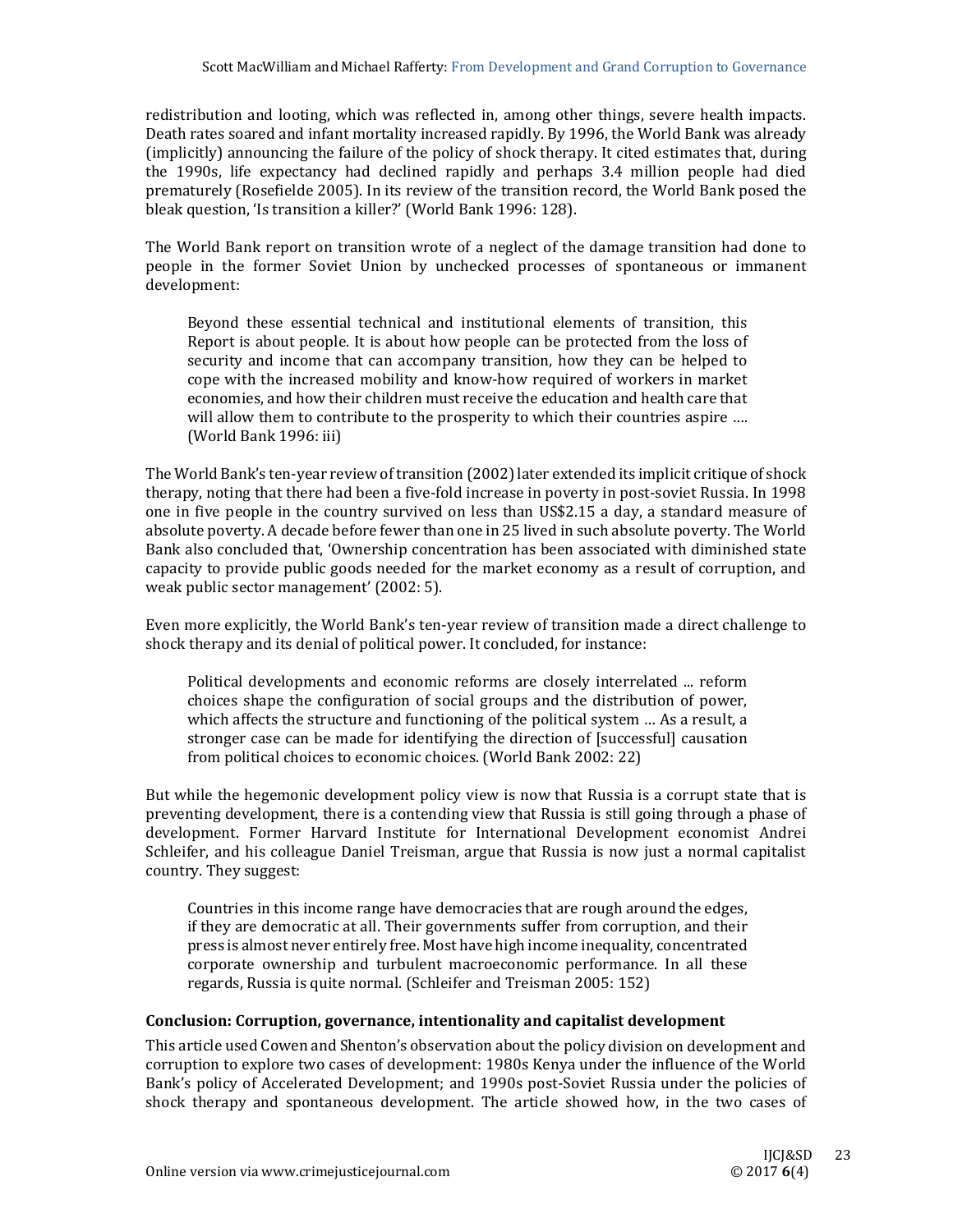redistribution and looting, which was reflected in, among other things, severe health impacts. Death rates soared and infant mortality increased rapidly. By 1996, the World Bank was already (implicitly) announcing the failure of the policy of shock therapy. It cited estimates that, during the 1990s, life expectancy had declined rapidly and perhaps 3.4 million people had died prematurely (Rosefielde 2005). In its review of the transition record, the World Bank posed the bleak question, 'Is transition a killer?' (World Bank 1996: 128).

The World Bank report on transition wrote of a neglect of the damage transition had done to people in the former Soviet Union by unchecked processes of spontaneous or immanent development:

> Beyond these essential technical and institutional elements of transition, this Report is about people. It is about how people can be protected from the loss of security and income that can accompany transition, how they can be helped to cope with the increased mobility and know-how required of workers in market economies, and how their children must receive the education and health care that will allow them to contribute to the prosperity to which their countries aspire …. (World Bank 1996: iii)

The World Bank's ten-year review of transition (2002) later extended its implicit critique of shock therapy, noting that there had been a five-fold increase in poverty in post-soviet Russia. In 1998 one in five people in the country survived on less than US$2.15 a day, a standard measure of absolute poverty. A decade before fewer than one in 25 lived in such absolute poverty. The World Bank also concluded that, 'Ownership concentration has been associated with diminished state capacity to provide public goods needed for the market economy as a result of corruption, and weak public sector management' (2002: 5).

Even more explicitly, the World Bank's ten-year review of transition made a direct challenge to shock therapy and its denial of political power. It concluded, for instance:

> Political developments and economic reforms are closely interrelated ... reform choices shape the configuration of social groups and the distribution of power, which affects the structure and functioning of the political system … As a result, a stronger case can be made for identifying the direction of [successful] causation from political choices to economic choices. (World Bank 2002: 22)

But while the hegemonic development policy view is now that Russia is a corrupt state that is preventing development, there is a contending view that Russia is still going through a phase of development. Former Harvard Institute for International Development economist Andrei Schleifer, and his colleague Daniel Treisman, argue that Russia is now just a normal capitalist country. They suggest:

> Countries in this income range have democracies that are rough around the edges, if they are democratic at all. Their governments suffer from corruption, and their press is almost never entirely free. Most have high income inequality, concentrated corporate ownership and turbulent macroeconomic performance. In all these regards, Russia is quite normal. (Schleifer and Treisman 2005: 152)

## Conclusion: Corruption, governance, intentionality and capitalist development

This article used Cowen and Shenton's observation about the policy division on development and corruption to explore two cases of development: 1980s Kenya under the influence of the World Bank's policy of Accelerated Development; and 1990s post-Soviet Russia under the policies of shock therapy and spontaneous development. The article showed how, in the two cases of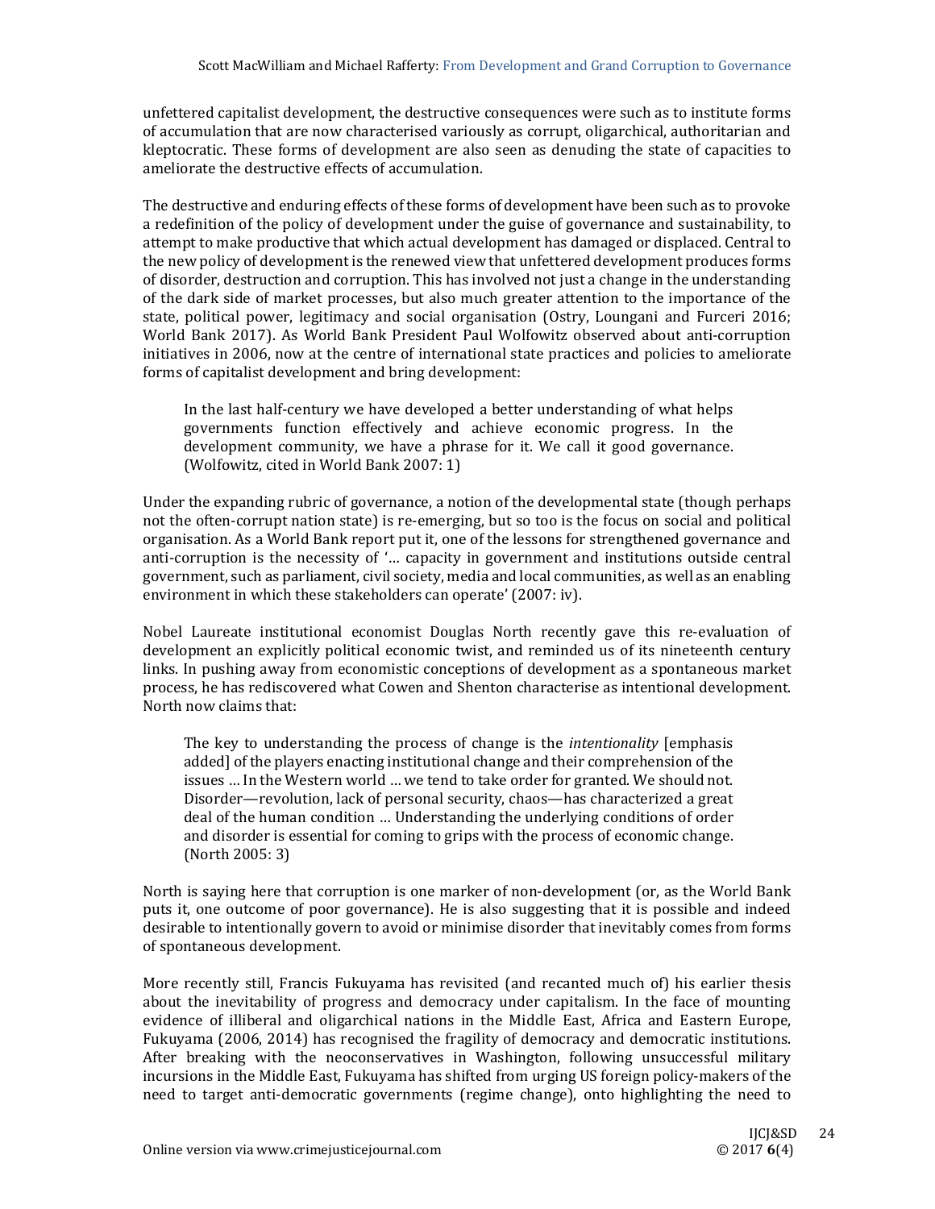unfettered capitalist development, the destructive consequences were such as to institute forms of accumulation that are now characterised variously as corrupt, oligarchical, authoritarian and kleptocratic. These forms of development are also seen as denuding the state of capacities to ameliorate the destructive effects of accumulation.

The destructive and enduring effects of these forms of development have been such as to provoke a redefinition of the policy of development under the guise of governance and sustainability, to attempt to make productive that which actual development has damaged or displaced. Central to the new policy of development is the renewed view that unfettered development produces forms of disorder, destruction and corruption. This has involved not just a change in the understanding of the dark side of market processes, but also much greater attention to the importance of the state, political power, legitimacy and social organisation (Ostry, Loungani and Furceri 2016; World Bank 2017). As World Bank President Paul Wolfowitz observed about anti-corruption initiatives in 2006, now at the centre of international state practices and policies to ameliorate forms of capitalist development and bring development:

> In the last half-century we have developed a better understanding of what helps governments function effectively and achieve economic progress. In the development community, we have a phrase for it. We call it good governance. (Wolfowitz, cited in World Bank 2007: 1)

Under the expanding rubric of governance, a notion of the developmental state (though perhaps not the often-corrupt nation state) is re-emerging, but so too is the focus on social and political organisation. As a World Bank report put it, one of the lessons for strengthened governance and anti-corruption is the necessity of '… capacity in government and institutions outside central government, such as parliament, civil society, media and local communities, as well as an enabling environment in which these stakeholders can operate' (2007: iv).

Nobel Laureate institutional economist Douglas North recently gave this re-evaluation of development an explicitly political economic twist, and reminded us of its nineteenth century links. In pushing away from economistic conceptions of development as a spontaneous market process, he has rediscovered what Cowen and Shenton characterise as intentional development. North now claims that:

> The key to understanding the process of change is the *intentionality* [emphasis added] of the players enacting institutional change and their comprehension of the issues … In the Western world … we tend to take order for granted. We should not. Disorder—revolution, lack of personal security, chaos—has characterized a great deal of the human condition … Understanding the underlying conditions of order and disorder is essential for coming to grips with the process of economic change. (North 2005: 3)

North is saying here that corruption is one marker of non-development (or, as the World Bank puts it, one outcome of poor governance). He is also suggesting that it is possible and indeed desirable to intentionally govern to avoid or minimise disorder that inevitably comes from forms of spontaneous development.

More recently still, Francis Fukuyama has revisited (and recanted much of) his earlier thesis about the inevitability of progress and democracy under capitalism. In the face of mounting evidence of illiberal and oligarchical nations in the Middle East, Africa and Eastern Europe, Fukuyama (2006, 2014) has recognised the fragility of democracy and democratic institutions. After breaking with the neoconservatives in Washington, following unsuccessful military incursions in the Middle East, Fukuyama has shifted from urging US foreign policy-makers of the need to target anti-democratic governments (regime change), onto highlighting the need to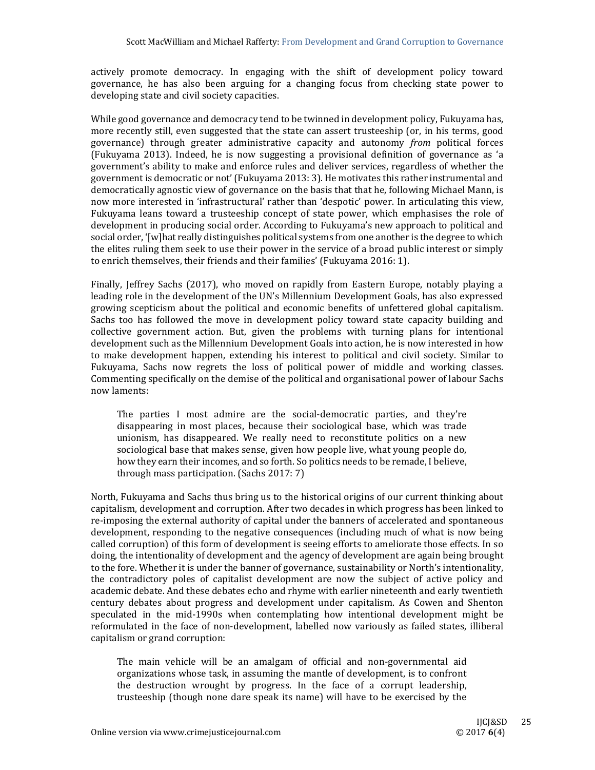actively promote democracy. In engaging with the shift of development policy toward governance, he has also been arguing for a changing focus from checking state power to developing state and civil society capacities.

While good governance and democracy tend to be twinned in development policy, Fukuyama has, more recently still, even suggested that the state can assert trusteeship (or, in his terms, good governance) through greater administrative capacity and autonomy *from* political forces (Fukuyama 2013). Indeed, he is now suggesting a provisional definition of governance as 'a government's ability to make and enforce rules and deliver services, regardless of whether the government is democratic or not' (Fukuyama 2013: 3). He motivates this rather instrumental and democratically agnostic view of governance on the basis that that he, following Michael Mann, is now more interested in 'infrastructural' rather than 'despotic' power. In articulating this view, Fukuyama leans toward a trusteeship concept of state power, which emphasises the role of development in producing social order. According to Fukuyama's new approach to political and social order, '[w]hat really distinguishes political systems from one another is the degree to which the elites ruling them seek to use their power in the service of a broad public interest or simply to enrich themselves, their friends and their families' (Fukuyama 2016: 1).

Finally, Jeffrey Sachs (2017), who moved on rapidly from Eastern Europe, notably playing a leading role in the development of the UN's Millennium Development Goals, has also expressed growing scepticism about the political and economic benefits of unfettered global capitalism. Sachs too has followed the move in development policy toward state capacity building and collective government action. But, given the problems with turning plans for intentional development such as the Millennium Development Goals into action, he is now interested in how to make development happen, extending his interest to political and civil society. Similar to Fukuyama, Sachs now regrets the loss of political power of middle and working classes. Commenting specifically on the demise of the political and organisational power of labour Sachs now laments:

> The parties I most admire are the social-democratic parties, and they're disappearing in most places, because their sociological base, which was trade unionism, has disappeared. We really need to reconstitute politics on a new sociological base that makes sense, given how people live, what young people do, how they earn their incomes, and so forth. So politics needs to be remade, I believe, through mass participation. (Sachs 2017: 7)

North, Fukuyama and Sachs thus bring us to the historical origins of our current thinking about capitalism, development and corruption. After two decades in which progress has been linked to re-imposing the external authority of capital under the banners of accelerated and spontaneous development, responding to the negative consequences (including much of what is now being called corruption) of this form of development is seeing efforts to ameliorate those effects. In so doing, the intentionality of development and the agency of development are again being brought to the fore. Whether it is under the banner of governance, sustainability or North's intentionality, the contradictory poles of capitalist development are now the subject of active policy and academic debate. And these debates echo and rhyme with earlier nineteenth and early twentieth century debates about progress and development under capitalism. As Cowen and Shenton speculated in the mid-1990s when contemplating how intentional development might be reformulated in the face of non-development, labelled now variously as failed states, illiberal capitalism or grand corruption:

> The main vehicle will be an amalgam of official and non-governmental aid organizations whose task, in assuming the mantle of development, is to confront the destruction wrought by progress. In the face of a corrupt leadership, trusteeship (though none dare speak its name) will have to be exercised by the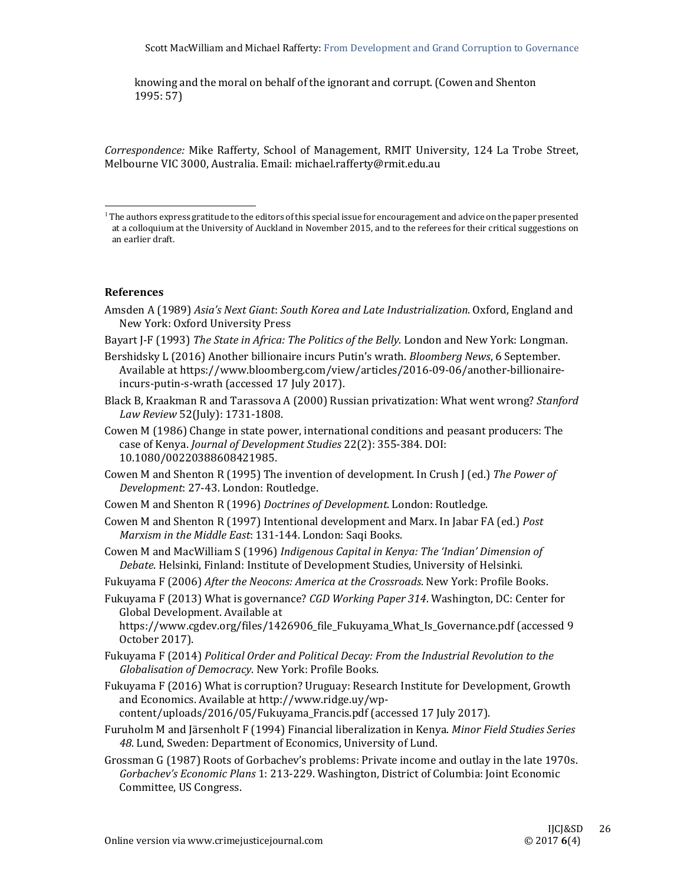knowing and the moral on behalf of the ignorant and corrupt. (Cowen and Shenton 1995: 57)

*Correspondence:* Mike Rafferty, School of Management, RMIT University, 124 La Trobe Street, Melbourne VIC 3000, Australia. Email: michael.rafferty@rmit.edu.au

[1] The authors express gratitude to the editors of this special issue for encouragement and advice on the paper presented at a colloquium at the University of Auckland in November 2015, and to the referees for their critical suggestions on an earlier draft.

## References

Amsden A (1989) *Asia's Next Giant*: *South Korea and Late Industrialization*. Oxford, England and New York: Oxford University Press

Bayart J-F (1993) *The State in Africa: The Politics of the Belly*. London and New York: Longman.

Bershidsky L (2016) Another billionaire incurs Putin's wrath. *Bloomberg News*, 6 September. Available at https://www.bloomberg.com/view/articles/2016-09-06/another-billionaire-incurs-putin-s-wrath (accessed 17 July 2017).

Black B, Kraakman R and Tarassova A (2000) Russian privatization: What went wrong? *Stanford Law Review* 52(July): 1731-1808.

Cowen M (1986) Change in state power, international conditions and peasant producers: The case of Kenya. *Journal of Development Studies* 22(2): 355-384. DOI: 10.1080/00220388608421985.

Cowen M and Shenton R (1995) The invention of development. In Crush J (ed.) *The Power of Development*: 27-43. London: Routledge.

Cowen M and Shenton R (1996) *Doctrines of Development*. London: Routledge.

Cowen M and Shenton R (1997) Intentional development and Marx. In Jabar FA (ed.) *Post Marxism in the Middle East*: 131-144. London: Saqi Books.

Cowen M and MacWilliam S (1996) *Indigenous Capital in Kenya: The 'Indian' Dimension of Debate*. Helsinki, Finland: Institute of Development Studies, University of Helsinki.

Fukuyama F (2006) *After the Neocons: America at the Crossroads*. New York: Profile Books.

Fukuyama F (2013) What is governance? *CGD Working Paper 314*. Washington, DC: Center for Global Development. Available at https://www.cgdev.org/files/1426906_file_Fukuyama_What_Is_Governance.pdf (accessed 9 October 2017).

Fukuyama F (2014) *Political Order and Political Decay: From the Industrial Revolution to the Globalisation of Democracy*. New York: Profile Books.

Fukuyama F (2016) What is corruption? Uruguay: Research Institute for Development, Growth and Economics. Available at http://www.ridge.uy/wp-content/uploads/2016/05/Fukuyama_Francis.pdf (accessed 17 July 2017).

Furuholm M and Järsenholt F (1994) Financial liberalization in Kenya. *Minor Field Studies Series 48*. Lund, Sweden: Department of Economics, University of Lund.

Grossman G (1987) Roots of Gorbachev's problems: Private income and outlay in the late 1970s. *Gorbachev's Economic Plans* 1: 213-229. Washington, District of Columbia: Joint Economic Committee, US Congress.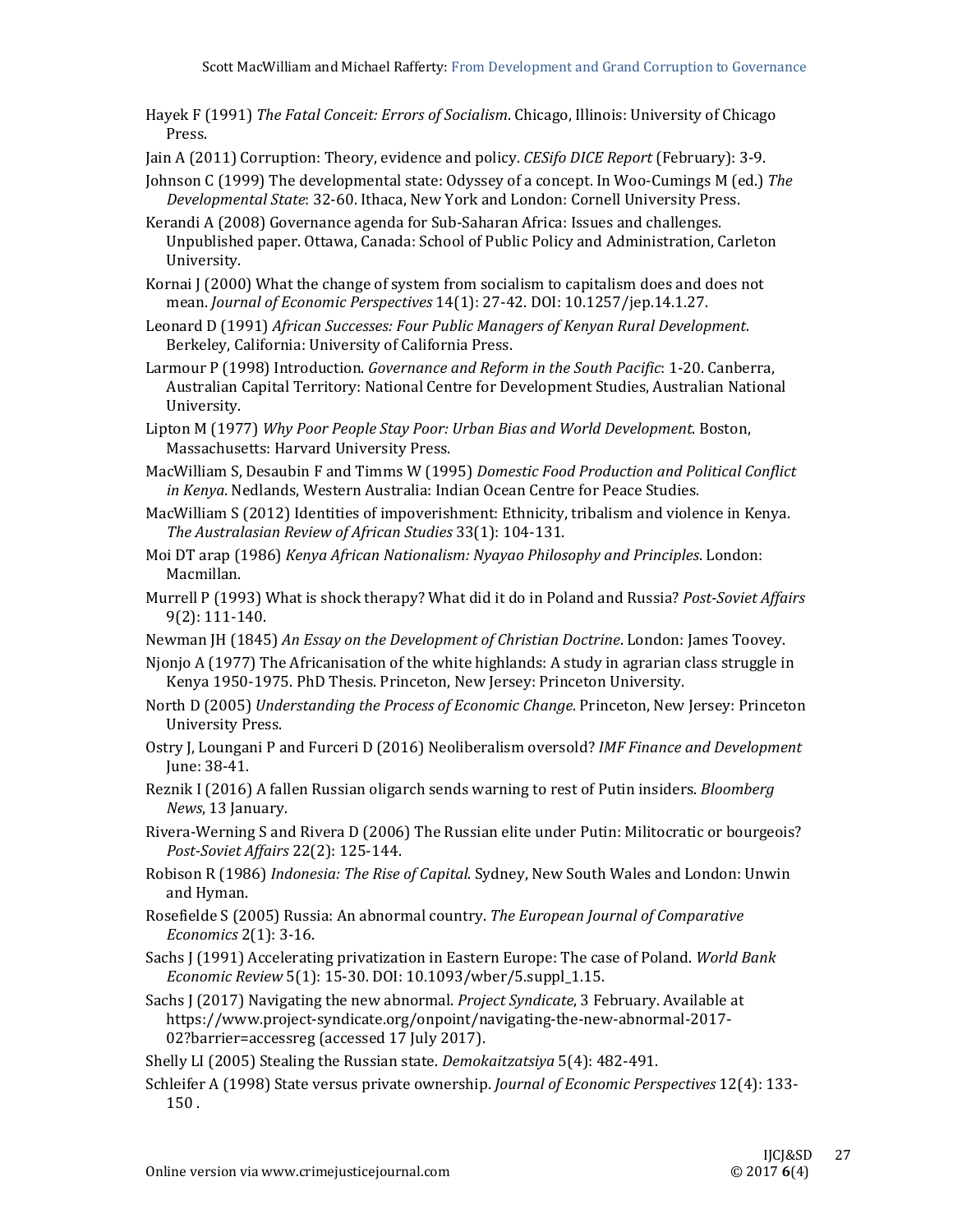Hayek F (1991) *The Fatal Conceit: Errors of Socialism*. Chicago, Illinois: University of Chicago Press.

Jain A (2011) Corruption: Theory, evidence and policy. *CESifo DICE Report* (February): 3-9.

Johnson C (1999) The developmental state: Odyssey of a concept. In Woo-Cumings M (ed.) *The Developmental State*: 32-60. Ithaca, New York and London: Cornell University Press.

Kerandi A (2008) Governance agenda for Sub-Saharan Africa: Issues and challenges. Unpublished paper. Ottawa, Canada: School of Public Policy and Administration, Carleton University.

Kornai J (2000) What the change of system from socialism to capitalism does and does not mean. *Journal of Economic Perspectives* 14(1): 27-42. DOI: 10.1257/jep.14.1.27.

Leonard D (1991) *African Successes: Four Public Managers of Kenyan Rural Development*. Berkeley, California: University of California Press.

Larmour P (1998) Introduction. *Governance and Reform in the South Pacific*: 1-20. Canberra, Australian Capital Territory: National Centre for Development Studies, Australian National University.

Lipton M (1977) *Why Poor People Stay Poor: Urban Bias and World Development*. Boston, Massachusetts: Harvard University Press.

MacWilliam S, Desaubin F and Timms W (1995) *Domestic Food Production and Political Conflict in Kenya*. Nedlands, Western Australia: Indian Ocean Centre for Peace Studies.

MacWilliam S (2012) Identities of impoverishment: Ethnicity, tribalism and violence in Kenya. *The Australasian Review of African Studies* 33(1): 104-131.

Moi DT arap (1986) *Kenya African Nationalism: Nyayao Philosophy and Principles*. London: Macmillan.

Murrell P (1993) What is shock therapy? What did it do in Poland and Russia? *Post-Soviet Affairs* 9(2): 111-140.

Newman JH (1845) *An Essay on the Development of Christian Doctrine*. London: James Toovey.

Njonjo A (1977) The Africanisation of the white highlands: A study in agrarian class struggle in Kenya 1950-1975. PhD Thesis. Princeton, New Jersey: Princeton University.

North D (2005) *Understanding the Process of Economic Change*. Princeton, New Jersey: Princeton University Press.

Ostry J, Loungani P and Furceri D (2016) Neoliberalism oversold? *IMF Finance and Development* June: 38-41.

Reznik I (2016) A fallen Russian oligarch sends warning to rest of Putin insiders. *Bloomberg News*, 13 January.

Rivera-Werning S and Rivera D (2006) The Russian elite under Putin: Militocratic or bourgeois? *Post-Soviet Affairs* 22(2): 125-144.

Robison R (1986) *Indonesia: The Rise of Capital*. Sydney, New South Wales and London: Unwin and Hyman.

Rosefielde S (2005) Russia: An abnormal country. *The European Journal of Comparative Economics* 2(1): 3-16.

Sachs J (1991) Accelerating privatization in Eastern Europe: The case of Poland. *World Bank Economic Review* 5(1): 15-30. DOI: 10.1093/wber/5.suppl_1.15.

Sachs J (2017) Navigating the new abnormal. *Project Syndicate*, 3 February. Available at https://www.project-syndicate.org/onpoint/navigating-the-new-abnormal-2017-02?barrier=accessreg (accessed 17 July 2017).

Shelly LI (2005) Stealing the Russian state. *Demokaitzatsiya* 5(4): 482-491.

Schleifer A (1998) State versus private ownership. *Journal of Economic Perspectives* 12(4): 133-150 .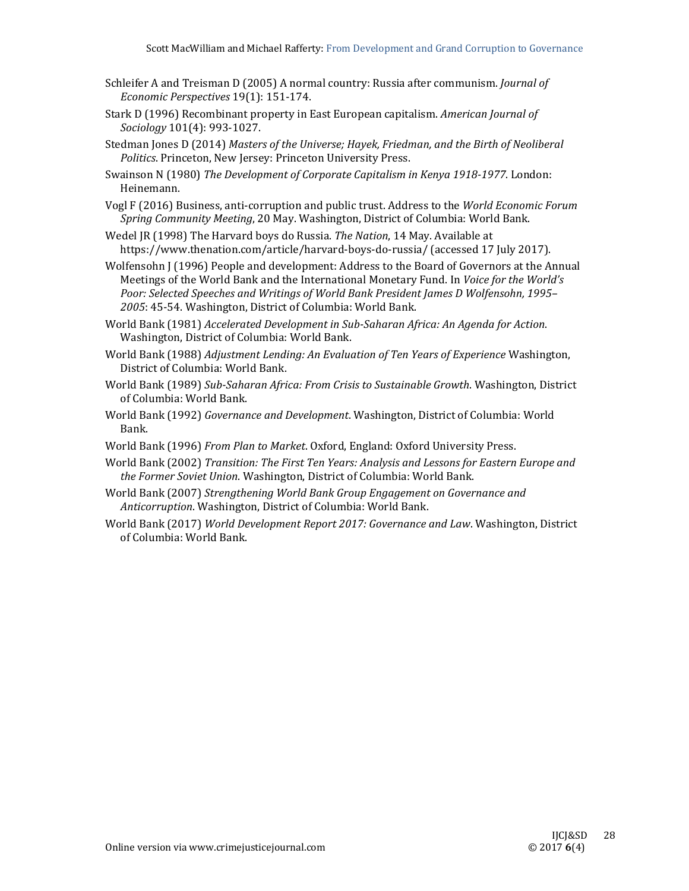Schleifer A and Treisman D (2005) A normal country: Russia after communism. *Journal of Economic Perspectives* 19(1): 151-174.

Stark D (1996) Recombinant property in East European capitalism. *American Journal of Sociology* 101(4): 993-1027.

Stedman Jones D (2014) *Masters of the Universe; Hayek, Friedman, and the Birth of Neoliberal Politics*. Princeton, New Jersey: Princeton University Press.

Swainson N (1980) *The Development of Corporate Capitalism in Kenya 1918-1977*. London: Heinemann.

Vogl F (2016) Business, anti-corruption and public trust. Address to the *World Economic Forum Spring Community Meeting*, 20 May. Washington, District of Columbia: World Bank.

Wedel JR (1998) The Harvard boys do Russia. *The Nation*, 14 May. Available at https://www.thenation.com/article/harvard-boys-do-russia/ (accessed 17 July 2017).

Wolfensohn J (1996) People and development: Address to the Board of Governors at the Annual Meetings of the World Bank and the International Monetary Fund. In *Voice for the World's Poor: Selected Speeches and Writings of World Bank President James D Wolfensohn, 1995–2005*: 45-54. Washington, District of Columbia: World Bank.

World Bank (1981) *Accelerated Development in Sub-Saharan Africa: An Agenda for Action*. Washington, District of Columbia: World Bank.

World Bank (1988) *Adjustment Lending: An Evaluation of Ten Years of Experience* Washington, District of Columbia: World Bank.

World Bank (1989) *Sub-Saharan Africa: From Crisis to Sustainable Growth*. Washington, District of Columbia: World Bank.

World Bank (1992) *Governance and Development*. Washington, District of Columbia: World Bank.

World Bank (1996) *From Plan to Market*. Oxford, England: Oxford University Press.

World Bank (2002) *Transition: The First Ten Years: Analysis and Lessons for Eastern Europe and the Former Soviet Union*. Washington, District of Columbia: World Bank.

World Bank (2007) *Strengthening World Bank Group Engagement on Governance and Anticorruption*. Washington, District of Columbia: World Bank.

World Bank (2017) *World Development Report 2017: Governance and Law*. Washington, District of Columbia: World Bank.